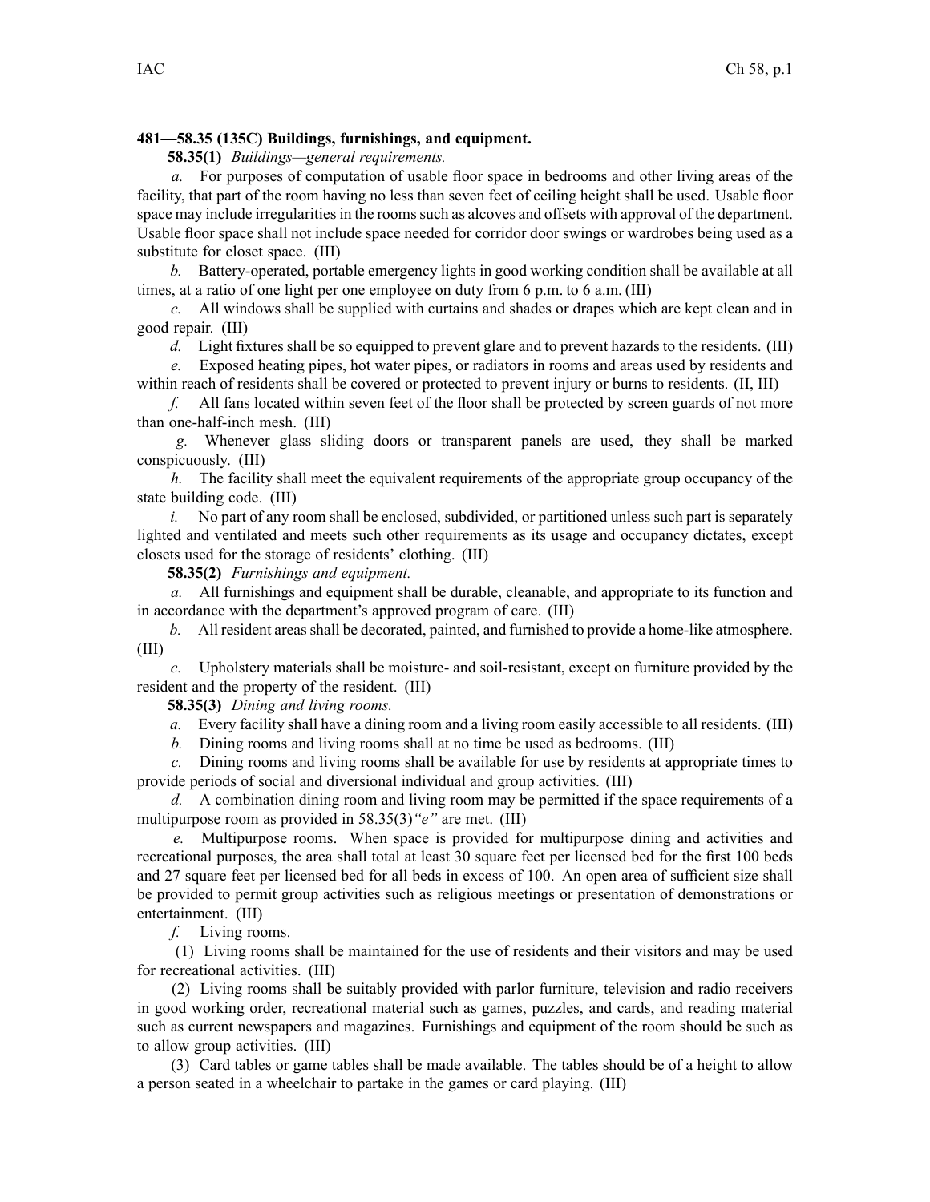**481—58.35 (135C) Buildings, furnishings, and equipment.**

**58.35(1)** *Buildings—general requirements.*

*a.* For purposes of computation of usable floor space in bedrooms and other living areas of the facility, that part of the room having no less than seven feet of ceiling height shall be used. Usable floor space may include irregularities in the rooms such as alcoves and offsets with approval of the department. Usable floor space shall not include space needed for corridor door swings or wardrobes being used as a substitute for closet space. (III)

*b.* Battery-operated, portable emergency lights in good working condition shall be available at all times, at a ratio of one light per one employee on duty from 6 p.m. to 6 a.m. (III)

*c.* All windows shall be supplied with curtains and shades or drapes which are kept clean and in good repair. (III)

*d.* Light fixtures shall be so equipped to prevent glare and to prevent hazards to the residents. (III)

*e.* Exposed heating pipes, hot water pipes, or radiators in rooms and areas used by residents and within reach of residents shall be covered or protected to prevent injury or burns to residents. (II, III)

*f.* All fans located within seven feet of the floor shall be protected by screen guards of not more than one-half-inch mesh. (III)

*g.* Whenever glass sliding doors or transparent panels are used, they shall be marked conspicuously. (III)

*h.* The facility shall meet the equivalent requirements of the appropriate group occupancy of the state building code. (III)

*i.* No part of any room shall be enclosed, subdivided, or partitioned unless such part is separately lighted and ventilated and meets such other requirements as its usage and occupancy dictates, except closets used for the storage of residents' clothing. (III)

**58.35(2)** *Furnishings and equipment.*

*a.* All furnishings and equipment shall be durable, cleanable, and appropriate to its function and in accordance with the department's approved program of care. (III)

*b.* All resident areas shall be decorated, painted, and furnished to provide a home-like atmosphere. (III)

*c.* Upholstery materials shall be moisture- and soil-resistant, except on furniture provided by the resident and the property of the resident. (III)

**58.35(3)** *Dining and living rooms.*

*a.* Every facility shall have a dining room and a living room easily accessible to all residents. (III)

*b.* Dining rooms and living rooms shall at no time be used as bedrooms. (III)

*c.* Dining rooms and living rooms shall be available for use by residents at appropriate times to provide periods of social and diversional individual and group activities. (III)

*d.* A combination dining room and living room may be permitted if the space requirements of a multipurpose room as provided in 58.35(3)*"e"* are met. (III)

*e.* Multipurpose rooms. When space is provided for multipurpose dining and activities and recreational purposes, the area shall total at least 30 square feet per licensed bed for the first 100 beds and 27 square feet per licensed bed for all beds in excess of 100. An open area of sufficient size shall be provided to permit group activities such as religious meetings or presentation of demonstrations or entertainment. (III)

*f.* Living rooms.

(1) Living rooms shall be maintained for the use of residents and their visitors and may be used for recreational activities. (III)

(2) Living rooms shall be suitably provided with parlor furniture, television and radio receivers in good working order, recreational material such as games, puzzles, and cards, and reading material such as current newspapers and magazines. Furnishings and equipment of the room should be such as to allow group activities. (III)

(3) Card tables or game tables shall be made available. The tables should be of a height to allow a person seated in a wheelchair to partake in the games or card playing. (III)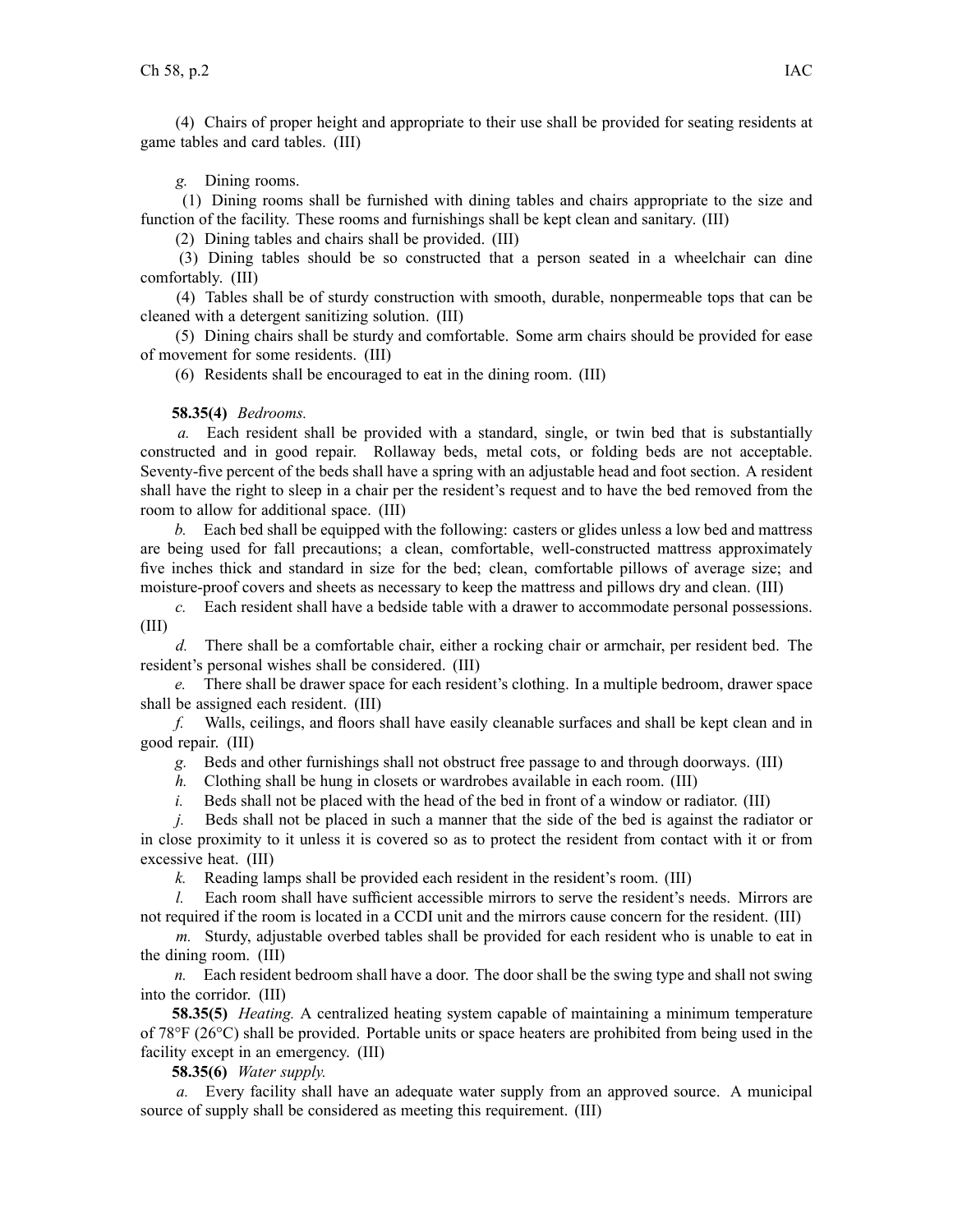(4) Chairs of proper height and appropriate to their use shall be provided for seating residents at game tables and card tables. (III)

*g.* Dining rooms.

(1) Dining rooms shall be furnished with dining tables and chairs appropriate to the size and function of the facility. These rooms and furnishings shall be kept clean and sanitary. (III)

(2) Dining tables and chairs shall be provided. (III)

(3) Dining tables should be so constructed that a person seated in a wheelchair can dine comfortably. (III)

(4) Tables shall be of sturdy construction with smooth, durable, nonpermeable tops that can be cleaned with a detergent sanitizing solution. (III)

(5) Dining chairs shall be sturdy and comfortable. Some arm chairs should be provided for ease of movement for some residents. (III)

(6) Residents shall be encouraged to eat in the dining room. (III)

**58.35(4)** *Bedrooms.*

*a.* Each resident shall be provided with a standard, single, or twin bed that is substantially constructed and in good repair. Rollaway beds, metal cots, or folding beds are not acceptable. Seventy-five percent of the beds shall have a spring with an adjustable head and foot section. A resident shall have the right to sleep in a chair per the resident's request and to have the bed removed from the room to allow for additional space. (III)

*b.* Each bed shall be equipped with the following: casters or glides unless a low bed and mattress are being used for fall precautions; a clean, comfortable, well-constructed mattress approximately five inches thick and standard in size for the bed; clean, comfortable pillows of average size; and moisture-proof covers and sheets as necessary to keep the mattress and pillows dry and clean. (III)

*c.* Each resident shall have a bedside table with a drawer to accommodate personal possessions. (III)

*d.* There shall be a comfortable chair, either a rocking chair or armchair, per resident bed. The resident's personal wishes shall be considered. (III)

*e.* There shall be drawer space for each resident's clothing. In a multiple bedroom, drawer space shall be assigned each resident. (III)

*f.* Walls, ceilings, and floors shall have easily cleanable surfaces and shall be kept clean and in good repair. (III)

*g.* Beds and other furnishings shall not obstruct free passage to and through doorways. (III)

*h.* Clothing shall be hung in closets or wardrobes available in each room. (III)

*i.* Beds shall not be placed with the head of the bed in front of a window or radiator. (III)

*j.* Beds shall not be placed in such a manner that the side of the bed is against the radiator or in close proximity to it unless it is covered so as to protect the resident from contact with it or from excessive heat. (III)

*k.* Reading lamps shall be provided each resident in the resident's room. (III)

*l.* Each room shall have sufficient accessible mirrors to serve the resident's needs. Mirrors are not required if the room is located in a CCDI unit and the mirrors cause concern for the resident. (III)

*m.* Sturdy, adjustable overbed tables shall be provided for each resident who is unable to eat in the dining room. (III)

*n.* Each resident bedroom shall have a door. The door shall be the swing type and shall not swing into the corridor. (III)

**58.35(5)** *Heating.* A centralized heating system capable of maintaining a minimum temperature of 78°F (26°C) shall be provided. Portable units or space heaters are prohibited from being used in the facility except in an emergency. (III)

**58.35(6)** *Water supply.*

*a.* Every facility shall have an adequate water supply from an approved source. A municipal source of supply shall be considered as meeting this requirement. (III)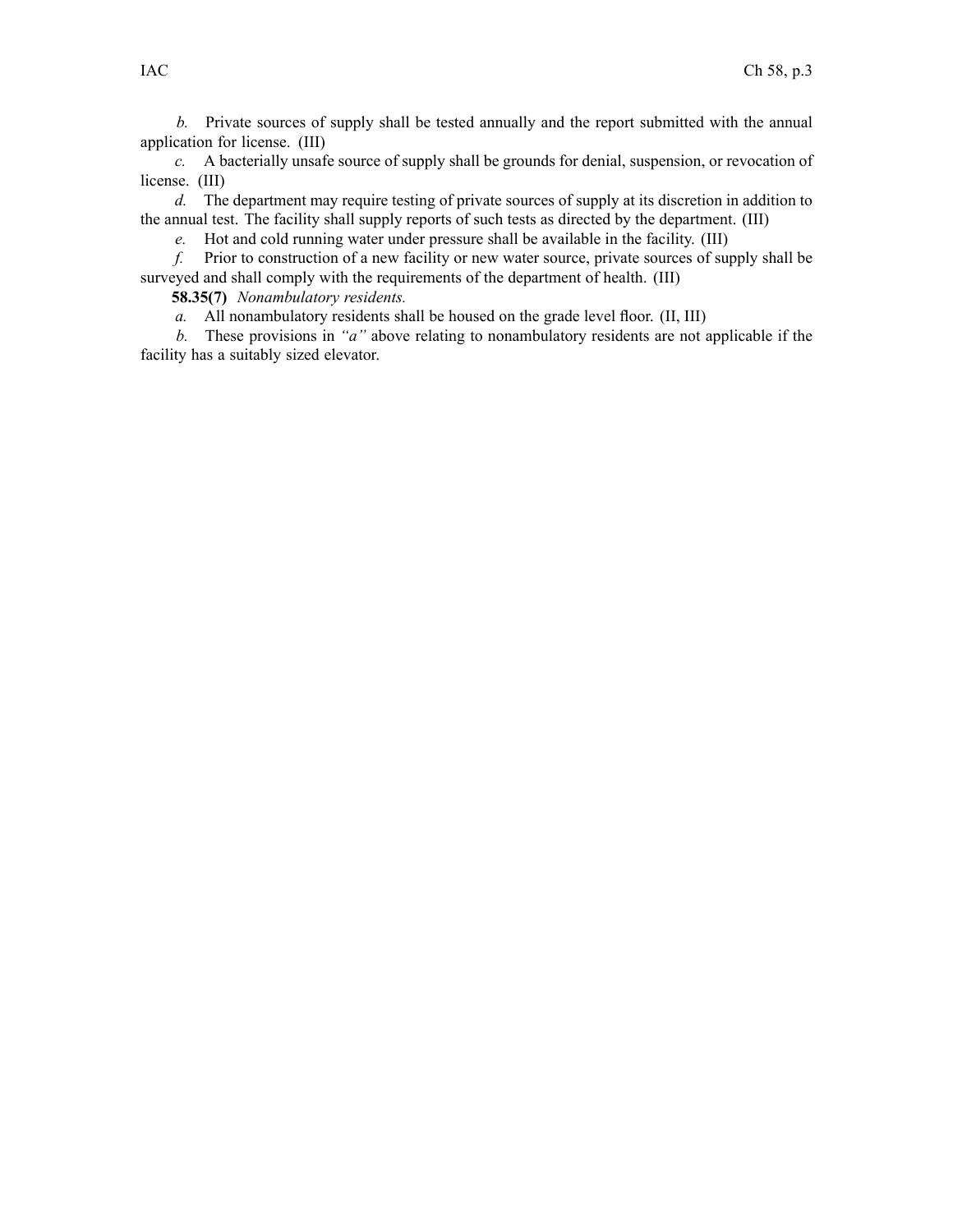*b.* Private sources of supply shall be tested annually and the report submitted with the annual application for license. (III)

*c.* A bacterially unsafe source of supply shall be grounds for denial, suspension, or revocation of license. (III)

*d.* The department may require testing of private sources of supply at its discretion in addition to the annual test. The facility shall supply reports of such tests as directed by the department. (III)

*e.* Hot and cold running water under pressure shall be available in the facility. (III)

*f.* Prior to construction of a new facility or new water source, private sources of supply shall be surveyed and shall comply with the requirements of the department of health. (III)

**58.35(7)** *Nonambulatory residents.*

*a.* All nonambulatory residents shall be housed on the grade level floor. (II, III)

*b.* These provisions in *"a"* above relating to nonambulatory residents are not applicable if the facility has a suitably sized elevator.